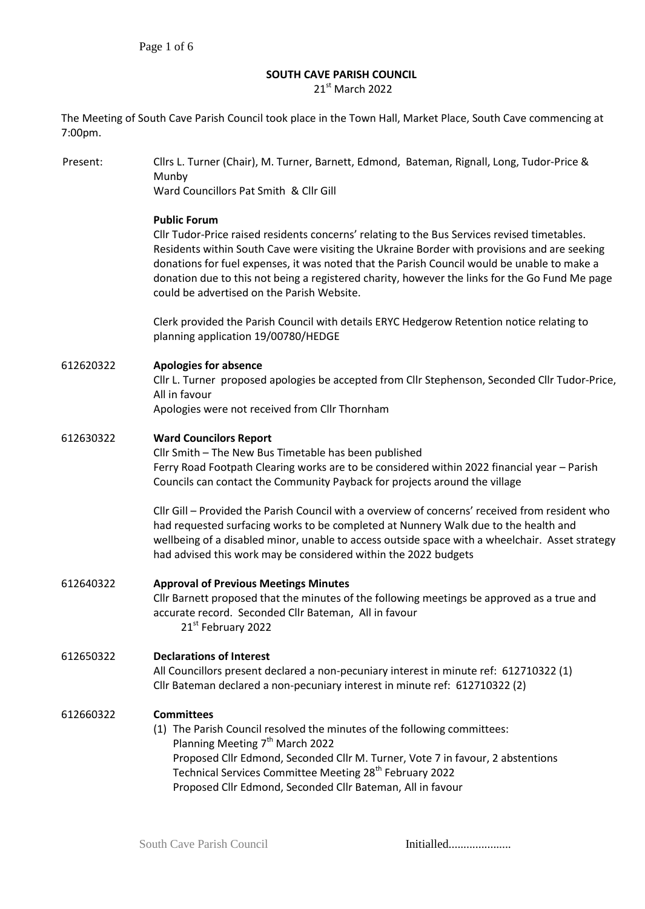# SOUTH CAVE PARISH COUNCIL

21st March 2022

The Meeting of South Cave Parish Council took place in the Town Hall, Market Place, South Cave commencing at 7:00pm.

**Present:** Cllrs L. Turner (Chair), M. Turner, Barnett, Edmond, Bateman, Rignall, Long, Tudor-Price & Munby
Ward Councillors Pat Smith & Cllr Gill

**Public Forum**

Cllr Tudor-Price raised residents concerns' relating to the Bus Services revised timetables. Residents within South Cave were visiting the Ukraine Border with provisions and are seeking donations for fuel expenses, it was noted that the Parish Council would be unable to make a donation due to this not being a registered charity, however the links for the Go Fund Me page could be advertised on the Parish Website.

Clerk provided the Parish Council with details ERYC Hedgerow Retention notice relating to planning application 19/00780/HEDGE

**612620322 Apologies for absence**

Cllr L. Turner proposed apologies be accepted from Cllr Stephenson, Seconded Cllr Tudor-Price, All in favour
Apologies were not received from Cllr Thornham

**612630322 Ward Councilors Report**

Cllr Smith – The New Bus Timetable has been published
Ferry Road Footpath Clearing works are to be considered within 2022 financial year – Parish Councils can contact the Community Payback for projects around the village

Cllr Gill – Provided the Parish Council with a overview of concerns' received from resident who had requested surfacing works to be completed at Nunnery Walk due to the health and wellbeing of a disabled minor, unable to access outside space with a wheelchair. Asset strategy had advised this work may be considered within the 2022 budgets

**612640322 Approval of Previous Meetings Minutes**

Cllr Barnett proposed that the minutes of the following meetings be approved as a true and accurate record. Seconded Cllr Bateman, All in favour
21st February 2022

**612650322 Declarations of Interest**

All Councillors present declared a non-pecuniary interest in minute ref: 612710322 (1)
Cllr Bateman declared a non-pecuniary interest in minute ref: 612710322 (2)

**612660322 Committees**

(1) The Parish Council resolved the minutes of the following committees:
Planning Meeting 7th March 2022
Proposed Cllr Edmond, Seconded Cllr M. Turner, Vote 7 in favour, 2 abstentions
Technical Services Committee Meeting 28th February 2022
Proposed Cllr Edmond, Seconded Cllr Bateman, All in favour

South Cave Parish Council Initialled.....................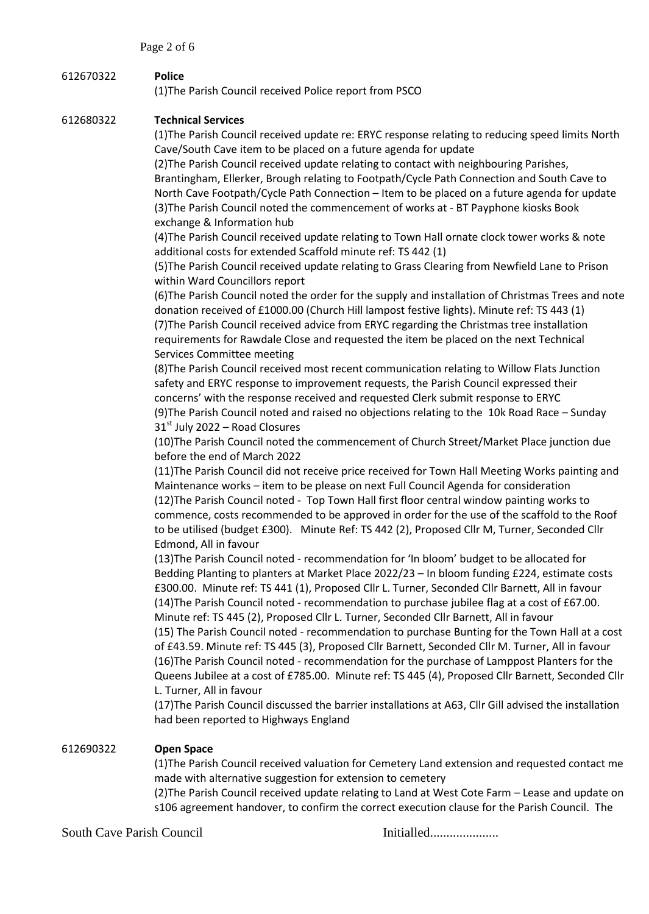612670322 **Police**

(1)The Parish Council received Police report from PSCO

612680322 **Technical Services**

(1)The Parish Council received update re: ERYC response relating to reducing speed limits North Cave/South Cave item to be placed on a future agenda for update

(2)The Parish Council received update relating to contact with neighbouring Parishes, Brantingham, Ellerker, Brough relating to Footpath/Cycle Path Connection and South Cave to North Cave Footpath/Cycle Path Connection – Item to be placed on a future agenda for update

(3)The Parish Council noted the commencement of works at - BT Payphone kiosks Book exchange & Information hub

(4)The Parish Council received update relating to Town Hall ornate clock tower works & note additional costs for extended Scaffold minute ref: TS 442 (1)

(5)The Parish Council received update relating to Grass Clearing from Newfield Lane to Prison within Ward Councillors report

(6)The Parish Council noted the order for the supply and installation of Christmas Trees and note donation received of £1000.00 (Church Hill lampost festive lights). Minute ref: TS 443 (1)

(7)The Parish Council received advice from ERYC regarding the Christmas tree installation requirements for Rawdale Close and requested the item be placed on the next Technical Services Committee meeting

(8)The Parish Council received most recent communication relating to Willow Flats Junction safety and ERYC response to improvement requests, the Parish Council expressed their concerns' with the response received and requested Clerk submit response to ERYC

(9)The Parish Council noted and raised no objections relating to the 10k Road Race – Sunday 31st July 2022 – Road Closures

(10)The Parish Council noted the commencement of Church Street/Market Place junction due before the end of March 2022

(11)The Parish Council did not receive price received for Town Hall Meeting Works painting and Maintenance works – item to be please on next Full Council Agenda for consideration

(12)The Parish Council noted - Top Town Hall first floor central window painting works to commence, costs recommended to be approved in order for the use of the scaffold to the Roof to be utilised (budget £300). Minute Ref: TS 442 (2), Proposed Cllr M, Turner, Seconded Cllr Edmond, All in favour

(13)The Parish Council noted - recommendation for 'In bloom' budget to be allocated for Bedding Planting to planters at Market Place 2022/23 – In bloom funding £224, estimate costs £300.00. Minute ref: TS 441 (1), Proposed Cllr L. Turner, Seconded Cllr Barnett, All in favour

(14)The Parish Council noted - recommendation to purchase jubilee flag at a cost of £67.00. Minute ref: TS 445 (2), Proposed Cllr L. Turner, Seconded Cllr Barnett, All in favour

(15) The Parish Council noted - recommendation to purchase Bunting for the Town Hall at a cost of £43.59. Minute ref: TS 445 (3), Proposed Cllr Barnett, Seconded Cllr M. Turner, All in favour

(16)The Parish Council noted - recommendation for the purchase of Lamppost Planters for the Queens Jubilee at a cost of £785.00. Minute ref: TS 445 (4), Proposed Cllr Barnett, Seconded Cllr L. Turner, All in favour

(17)The Parish Council discussed the barrier installations at A63, Cllr Gill advised the installation had been reported to Highways England

612690322 **Open Space**

(1)The Parish Council received valuation for Cemetery Land extension and requested contact me made with alternative suggestion for extension to cemetery

(2)The Parish Council received update relating to Land at West Cote Farm – Lease and update on s106 agreement handover, to confirm the correct execution clause for the Parish Council. The

South Cave Parish Council Initialled.....................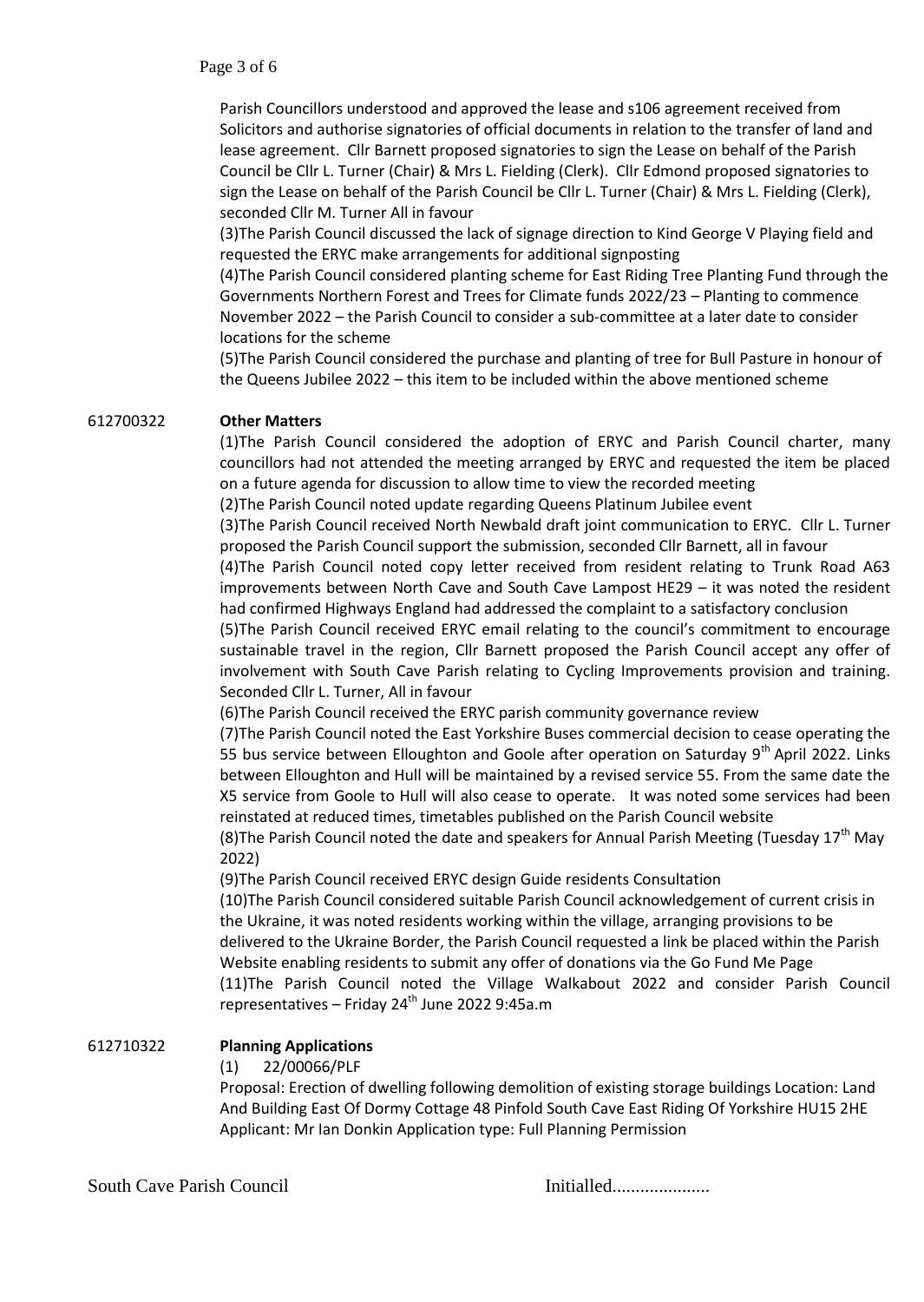Parish Councillors understood and approved the lease and s106 agreement received from Solicitors and authorise signatories of official documents in relation to the transfer of land and lease agreement. Cllr Barnett proposed signatories to sign the Lease on behalf of the Parish Council be Cllr L. Turner (Chair) & Mrs L. Fielding (Clerk). Cllr Edmond proposed signatories to sign the Lease on behalf of the Parish Council be Cllr L. Turner (Chair) & Mrs L. Fielding (Clerk), seconded Cllr M. Turner All in favour

(3)The Parish Council discussed the lack of signage direction to Kind George V Playing field and requested the ERYC make arrangements for additional signposting

(4)The Parish Council considered planting scheme for East Riding Tree Planting Fund through the Governments Northern Forest and Trees for Climate funds 2022/23 – Planting to commence November 2022 – the Parish Council to consider a sub-committee at a later date to consider locations for the scheme

(5)The Parish Council considered the purchase and planting of tree for Bull Pasture in honour of the Queens Jubilee 2022 – this item to be included within the above mentioned scheme

612700322 **Other Matters**

(1)The Parish Council considered the adoption of ERYC and Parish Council charter, many councillors had not attended the meeting arranged by ERYC and requested the item be placed on a future agenda for discussion to allow time to view the recorded meeting

(2)The Parish Council noted update regarding Queens Platinum Jubilee event

(3)The Parish Council received North Newbald draft joint communication to ERYC. Cllr L. Turner proposed the Parish Council support the submission, seconded Cllr Barnett, all in favour

(4)The Parish Council noted copy letter received from resident relating to Trunk Road A63 improvements between North Cave and South Cave Lampost HE29 – it was noted the resident had confirmed Highways England had addressed the complaint to a satisfactory conclusion

(5)The Parish Council received ERYC email relating to the council's commitment to encourage sustainable travel in the region, Cllr Barnett proposed the Parish Council accept any offer of involvement with South Cave Parish relating to Cycling Improvements provision and training. Seconded Cllr L. Turner, All in favour

(6)The Parish Council received the ERYC parish community governance review

(7)The Parish Council noted the East Yorkshire Buses commercial decision to cease operating the 55 bus service between Elloughton and Goole after operation on Saturday 9th April 2022. Links between Elloughton and Hull will be maintained by a revised service 55. From the same date the X5 service from Goole to Hull will also cease to operate. It was noted some services had been reinstated at reduced times, timetables published on the Parish Council website

(8)The Parish Council noted the date and speakers for Annual Parish Meeting (Tuesday 17th May 2022)

(9)The Parish Council received ERYC design Guide residents Consultation

(10)The Parish Council considered suitable Parish Council acknowledgement of current crisis in the Ukraine, it was noted residents working within the village, arranging provisions to be delivered to the Ukraine Border, the Parish Council requested a link be placed within the Parish Website enabling residents to submit any offer of donations via the Go Fund Me Page

(11)The Parish Council noted the Village Walkabout 2022 and consider Parish Council representatives – Friday 24th June 2022 9:45a.m

612710322 **Planning Applications**

(1) 22/00066/PLF

Proposal: Erection of dwelling following demolition of existing storage buildings Location: Land And Building East Of Dormy Cottage 48 Pinfold South Cave East Riding Of Yorkshire HU15 2HE Applicant: Mr Ian Donkin Application type: Full Planning Permission

South Cave Parish Council Initialled....................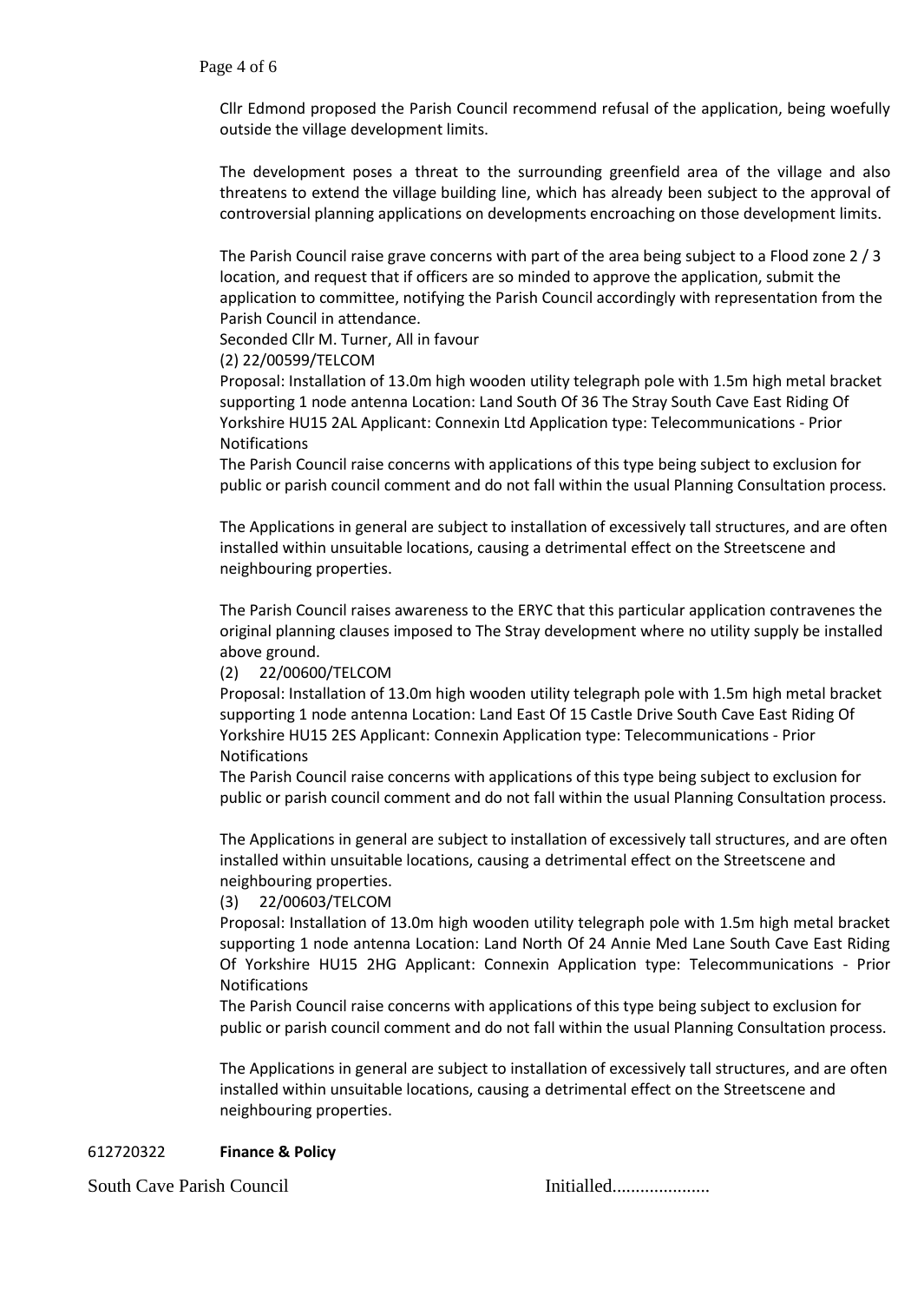Cllr Edmond proposed the Parish Council recommend refusal of the application, being woefully outside the village development limits.

The development poses a threat to the surrounding greenfield area of the village and also threatens to extend the village building line, which has already been subject to the approval of controversial planning applications on developments encroaching on those development limits.

The Parish Council raise grave concerns with part of the area being subject to a Flood zone 2 / 3 location, and request that if officers are so minded to approve the application, submit the application to committee, notifying the Parish Council accordingly with representation from the Parish Council in attendance.
Seconded Cllr M. Turner, All in favour

(2) 22/00599/TELCOM
Proposal: Installation of 13.0m high wooden utility telegraph pole with 1.5m high metal bracket supporting 1 node antenna Location: Land South Of 36 The Stray South Cave East Riding Of Yorkshire HU15 2AL Applicant: Connexin Ltd Application type: Telecommunications - Prior Notifications
The Parish Council raise concerns with applications of this type being subject to exclusion for public or parish council comment and do not fall within the usual Planning Consultation process.

The Applications in general are subject to installation of excessively tall structures, and are often installed within unsuitable locations, causing a detrimental effect on the Streetscene and neighbouring properties.

The Parish Council raises awareness to the ERYC that this particular application contravenes the original planning clauses imposed to The Stray development where no utility supply be installed above ground.

(2) 22/00600/TELCOM
Proposal: Installation of 13.0m high wooden utility telegraph pole with 1.5m high metal bracket supporting 1 node antenna Location: Land East Of 15 Castle Drive South Cave East Riding Of Yorkshire HU15 2ES Applicant: Connexin Application type: Telecommunications - Prior Notifications
The Parish Council raise concerns with applications of this type being subject to exclusion for public or parish council comment and do not fall within the usual Planning Consultation process.

The Applications in general are subject to installation of excessively tall structures, and are often installed within unsuitable locations, causing a detrimental effect on the Streetscene and neighbouring properties.

(3) 22/00603/TELCOM
Proposal: Installation of 13.0m high wooden utility telegraph pole with 1.5m high metal bracket supporting 1 node antenna Location: Land North Of 24 Annie Med Lane South Cave East Riding Of Yorkshire HU15 2HG Applicant: Connexin Application type: Telecommunications - Prior Notifications
The Parish Council raise concerns with applications of this type being subject to exclusion for public or parish council comment and do not fall within the usual Planning Consultation process.

The Applications in general are subject to installation of excessively tall structures, and are often installed within unsuitable locations, causing a detrimental effect on the Streetscene and neighbouring properties.

612720322 **Finance & Policy**

South Cave Parish Council Initialled....................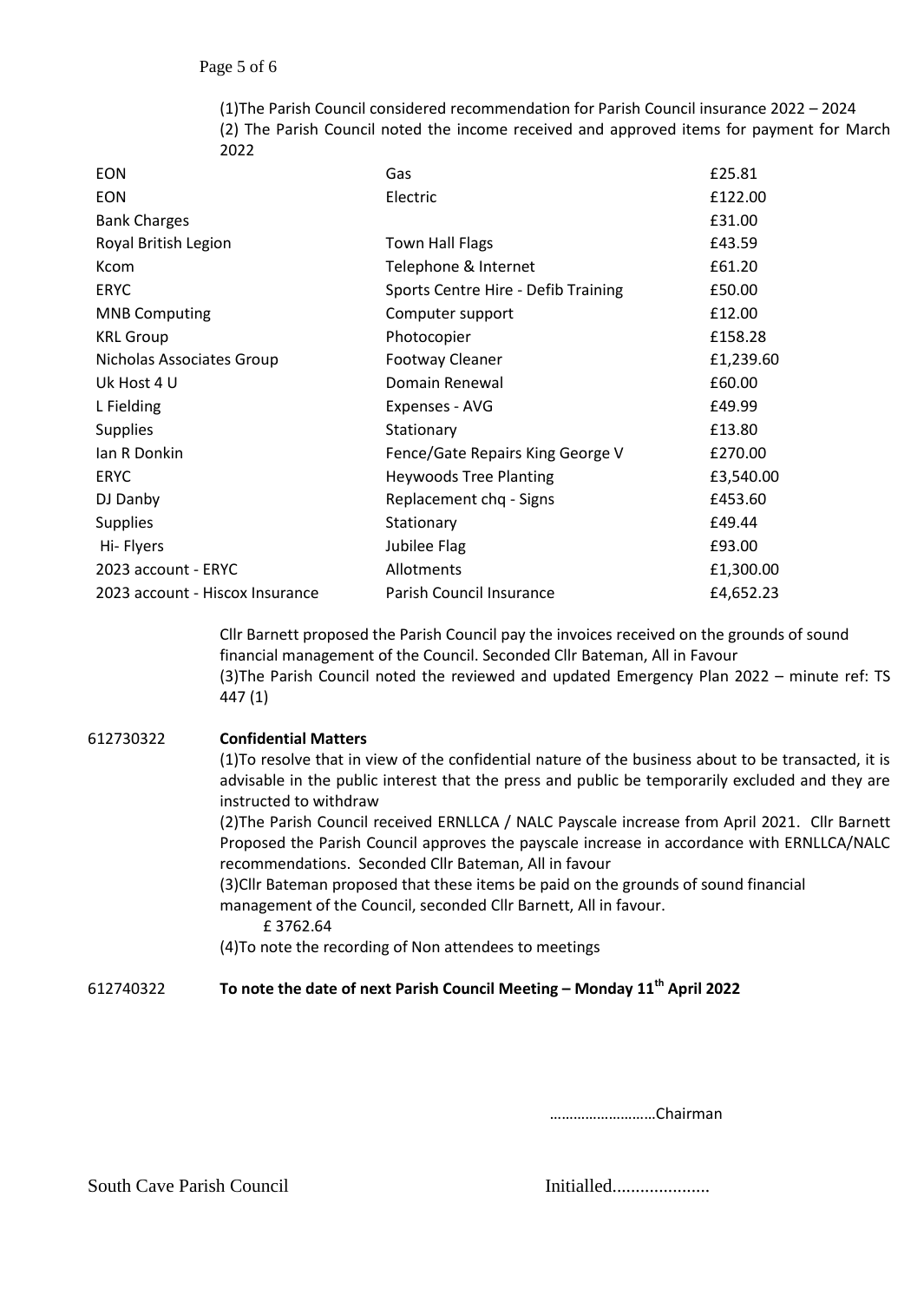(1)The Parish Council considered recommendation for Parish Council insurance 2022 – 2024

(2) The Parish Council noted the income received and approved items for payment for March 2022

| | | |
|---|---|---|
| EON | Gas | £25.81 |
| EON | Electric | £122.00 |
| Bank Charges | | £31.00 |
| Royal British Legion | Town Hall Flags | £43.59 |
| Kcom | Telephone & Internet | £61.20 |
| ERYC | Sports Centre Hire - Defib Training | £50.00 |
| MNB Computing | Computer support | £12.00 |
| KRL Group | Photocopier | £158.28 |
| Nicholas Associates Group | Footway Cleaner | £1,239.60 |
| Uk Host 4 U | Domain Renewal | £60.00 |
| L Fielding | Expenses - AVG | £49.99 |
| Supplies | Stationary | £13.80 |
| Ian R Donkin | Fence/Gate Repairs King George V | £270.00 |
| ERYC | Heywoods Tree Planting | £3,540.00 |
| DJ Danby | Replacement chq - Signs | £453.60 |
| Supplies | Stationary | £49.44 |
| Hi- Flyers | Jubilee Flag | £93.00 |
| 2023 account - ERYC | Allotments | £1,300.00 |
| 2023 account - Hiscox Insurance | Parish Council Insurance | £4,652.23 |

Cllr Barnett proposed the Parish Council pay the invoices received on the grounds of sound financial management of the Council. Seconded Cllr Bateman, All in Favour

(3)The Parish Council noted the reviewed and updated Emergency Plan 2022 – minute ref: TS 447 (1)

612730322 **Confidential Matters**

(1)To resolve that in view of the confidential nature of the business about to be transacted, it is advisable in the public interest that the press and public be temporarily excluded and they are instructed to withdraw

(2)The Parish Council received ERNLLCA / NALC Payscale increase from April 2021. Cllr Barnett Proposed the Parish Council approves the payscale increase in accordance with ERNLLCA/NALC recommendations. Seconded Cllr Bateman, All in favour

(3)Cllr Bateman proposed that these items be paid on the grounds of sound financial management of the Council, seconded Cllr Barnett, All in favour.

£ 3762.64

(4)To note the recording of Non attendees to meetings

612740322 **To note the date of next Parish Council Meeting – Monday 11th April 2022**

………………………Chairman

South Cave Parish Council Initialled.....................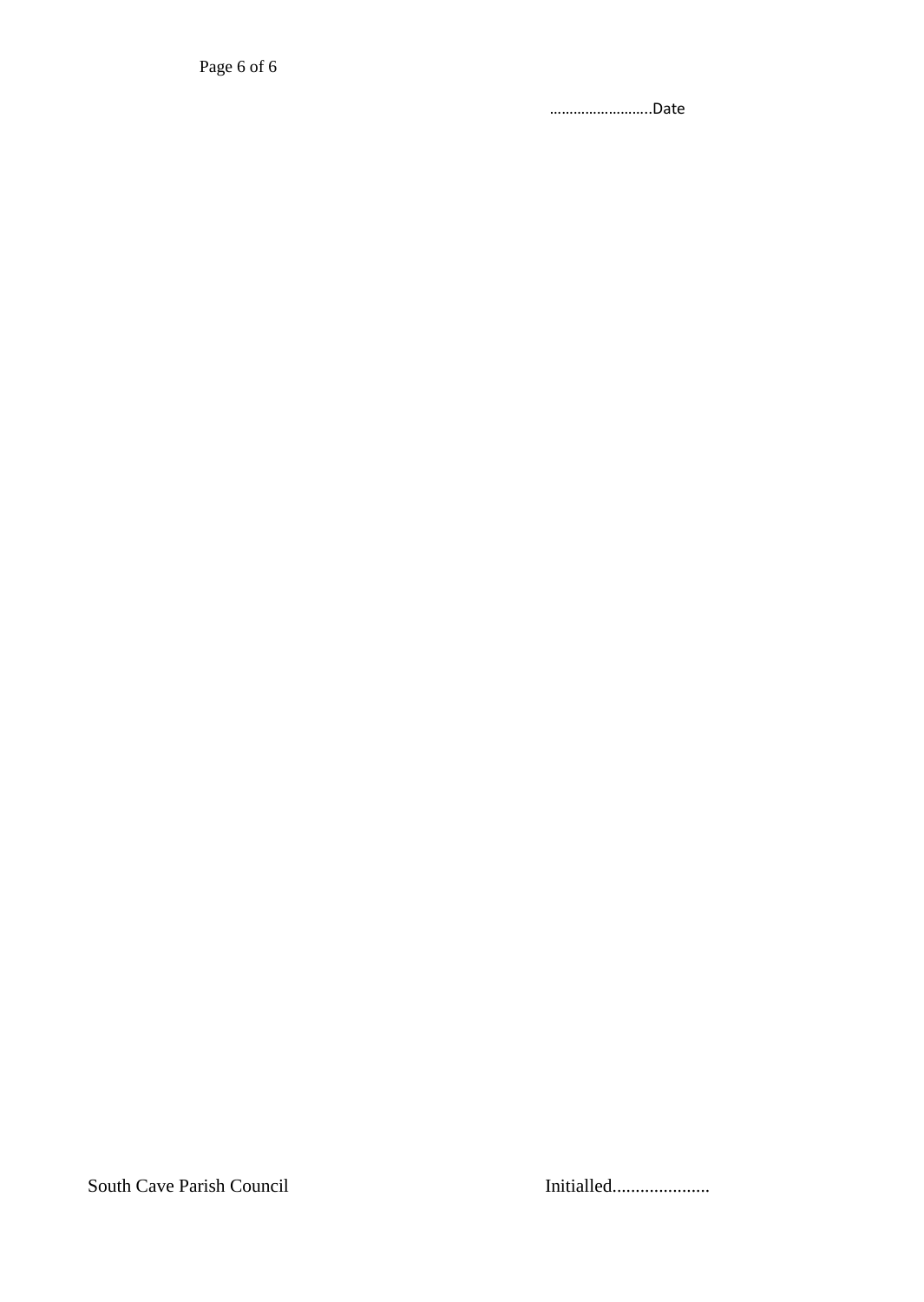……………………..Date